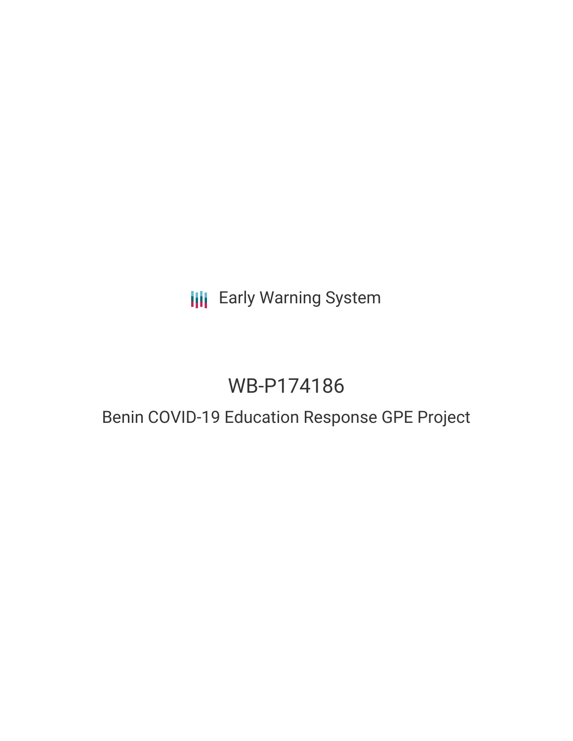Early Warning System

# WB-P174186

## Benin COVID-19 Education Response GPE Project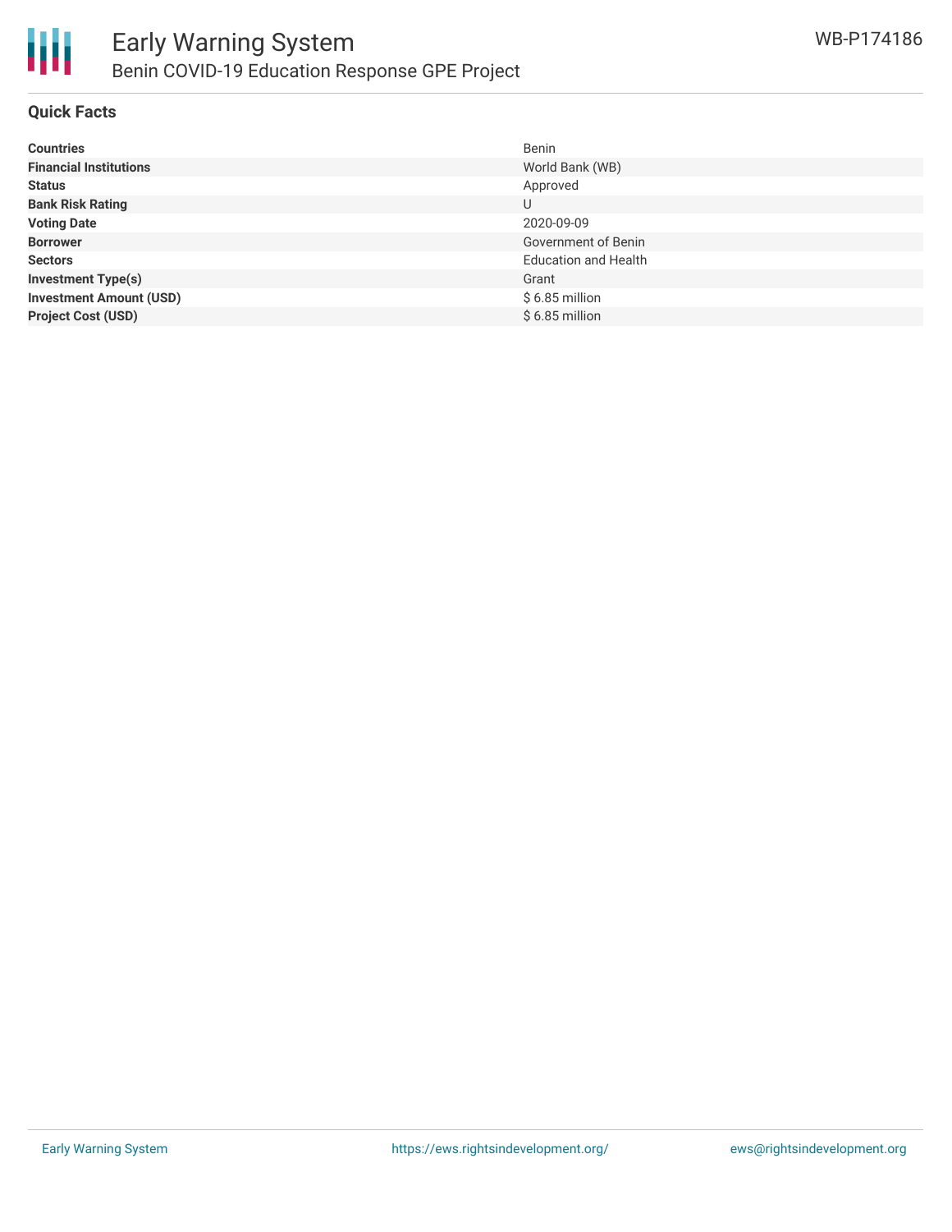## Quick Facts

| | |
|---|---|
| **Countries** | Benin |
| **Financial Institutions** | World Bank (WB) |
| **Status** | Approved |
| **Bank Risk Rating** | U |
| **Voting Date** | 2020-09-09 |
| **Borrower** | Government of Benin |
| **Sectors** | Education and Health |
| **Investment Type(s)** | Grant |
| **Investment Amount (USD)** | $ 6.85 million |
| **Project Cost (USD)** | $ 6.85 million |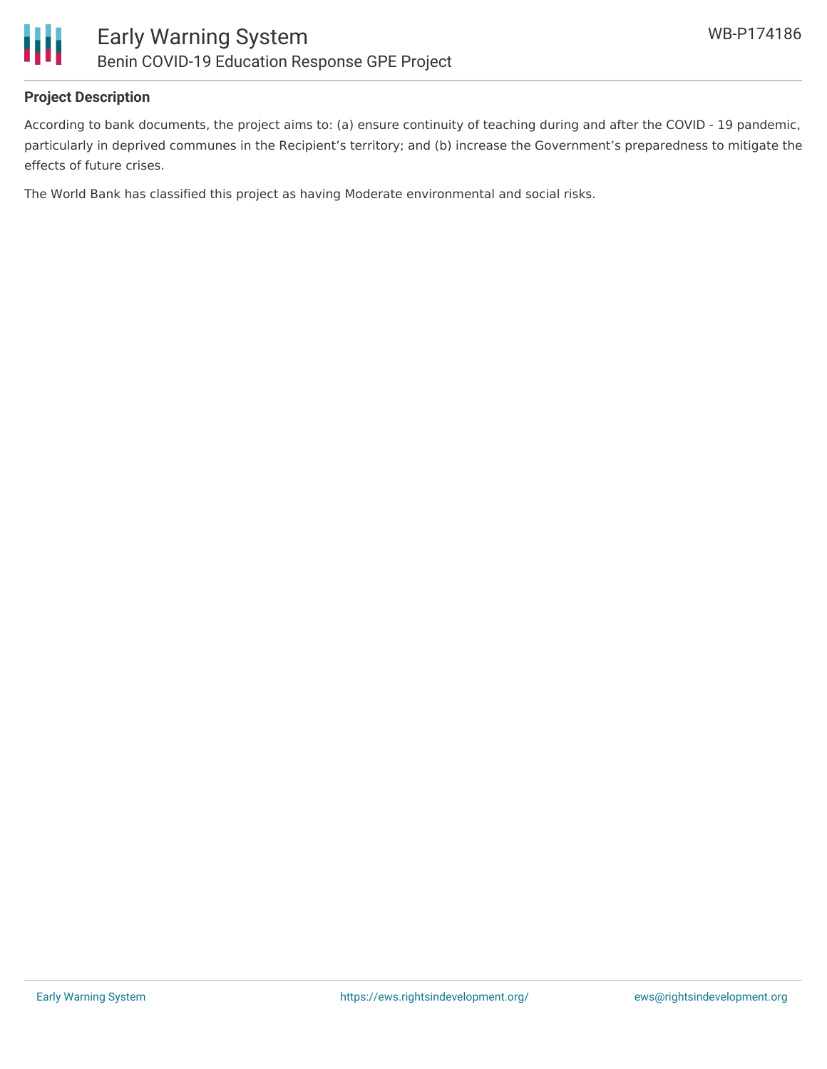## Project Description

According to bank documents, the project aims to: (a) ensure continuity of teaching during and after the COVID - 19 pandemic, particularly in deprived communes in the Recipient's territory; and (b) increase the Government's preparedness to mitigate the effects of future crises.

The World Bank has classified this project as having Moderate environmental and social risks.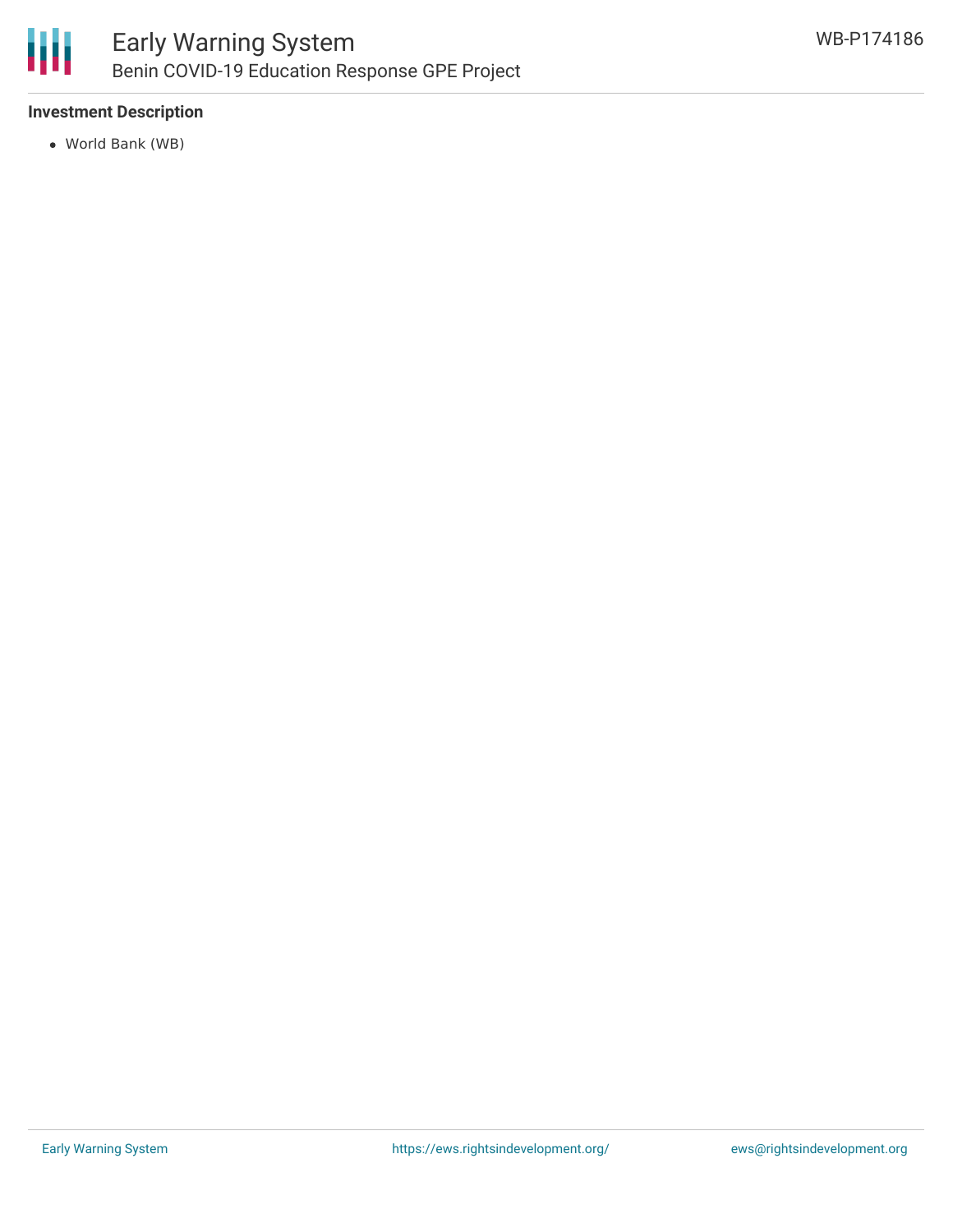### Investment Description

- World Bank (WB)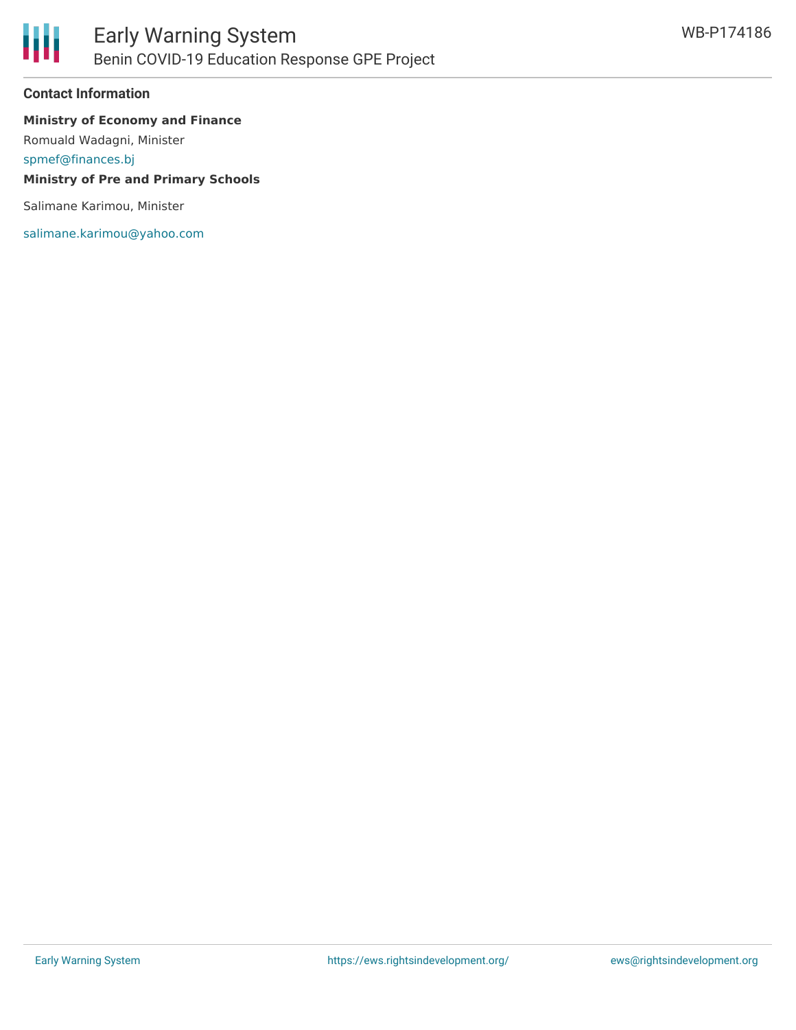## Contact Information

**Ministry of Economy and Finance**

Romuald Wadagni, Minister

spmef@finances.bj

**Ministry of Pre and Primary Schools**

Salimane Karimou, Minister

salimane.karimou@yahoo.com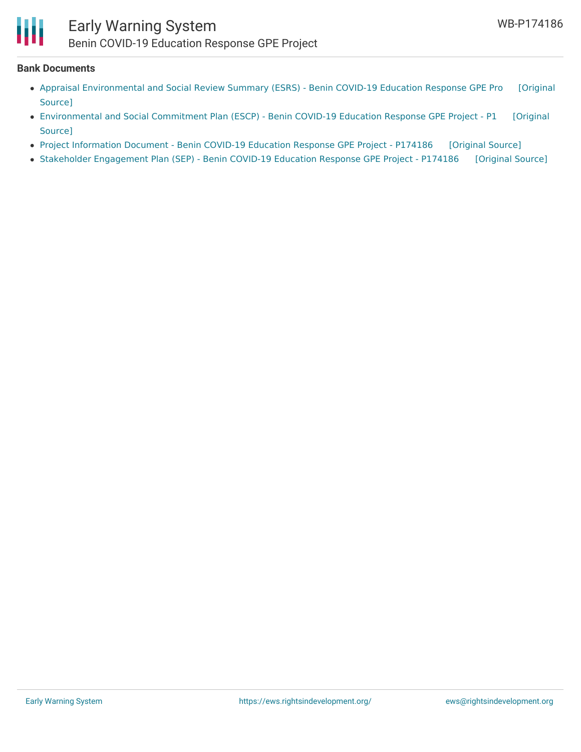## Bank Documents

- Appraisal Environmental and Social Review Summary (ESRS) - Benin COVID-19 Education Response GPE Pro [Original Source]
- Environmental and Social Commitment Plan (ESCP) - Benin COVID-19 Education Response GPE Project - P1 [Original Source]
- Project Information Document - Benin COVID-19 Education Response GPE Project - P174186 [Original Source]
- Stakeholder Engagement Plan (SEP) - Benin COVID-19 Education Response GPE Project - P174186 [Original Source]